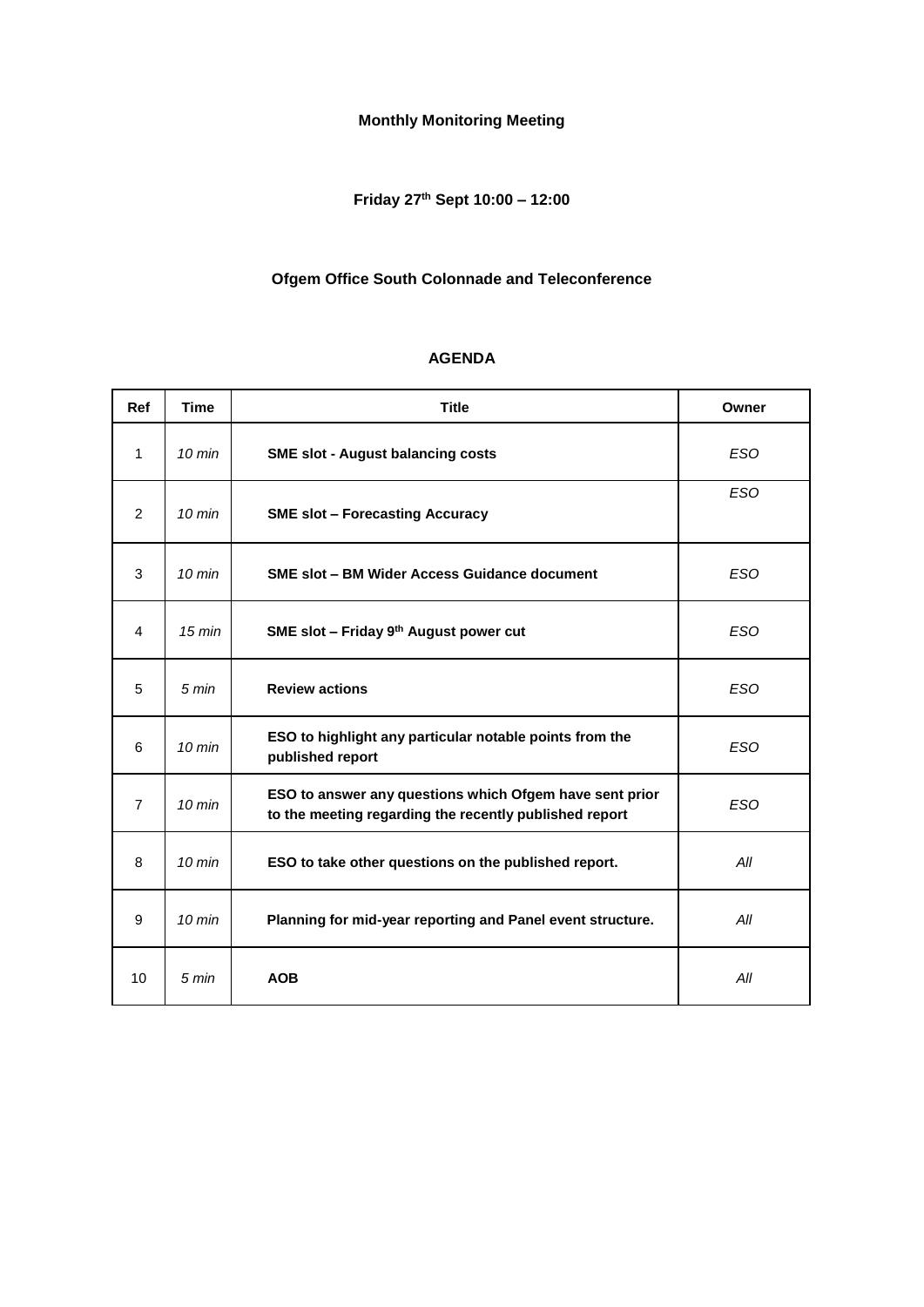**Monthly Monitoring Meeting**

**Friday 27th Sept 10:00 – 12:00**

**Ofgem Office South Colonnade and Teleconference**

**AGENDA**

| Ref | Time | Title | Owner |
|---|---|---|---|
| 1 | *10 min* | **SME slot - August balancing costs** | *ESO* |
| 2 | *10 min* | **SME slot – Forecasting Accuracy** | *ESO* |
| 3 | *10 min* | **SME slot – BM Wider Access Guidance document** | *ESO* |
| 4 | *15 min* | **SME slot – Friday 9th August power cut** | *ESO* |
| 5 | *5 min* | **Review actions** | *ESO* |
| 6 | *10 min* | **ESO to highlight any particular notable points from the published report** | *ESO* |
| 7 | *10 min* | **ESO to answer any questions which Ofgem have sent prior to the meeting regarding the recently published report** | *ESO* |
| 8 | *10 min* | **ESO to take other questions on the published report.** | *All* |
| 9 | *10 min* | **Planning for mid-year reporting and Panel event structure.** | *All* |
| 10 | *5 min* | **AOB** | *All* |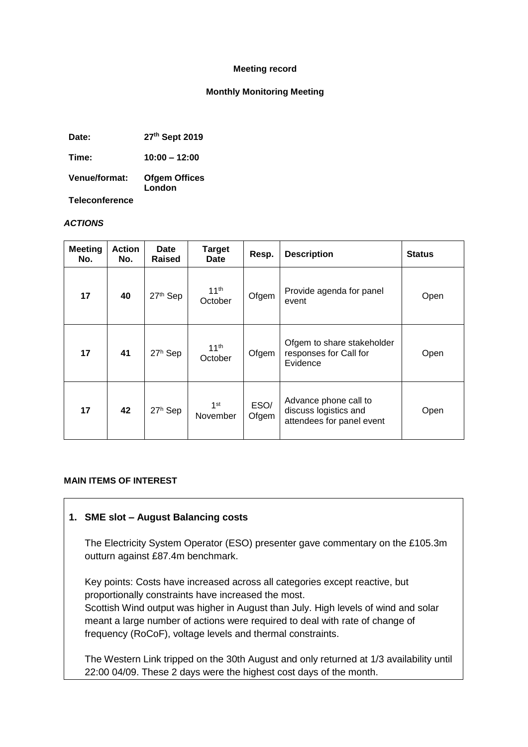**Meeting record**

**Monthly Monitoring Meeting**

**Date:** **27th Sept 2019**

**Time:** **10:00 – 12:00**

**Venue/format:** **Ofgem Offices London**

**Teleconference**

***ACTIONS***

| Meeting No. | Action No. | Date Raised | Target Date | Resp. | Description | Status |
|---|---|---|---|---|---|---|
| 17 | 40 | 27th Sep | 11th October | Ofgem | Provide agenda for panel event | Open |
| 17 | 41 | 27h Sep | 11th October | Ofgem | Ofgem to share stakeholder responses for Call for Evidence | Open |
| 17 | 42 | 27h Sep | 1st November | ESO/ Ofgem | Advance phone call to discuss logistics and attendees for panel event | Open |

**MAIN ITEMS OF INTEREST**

**1. SME slot – August Balancing costs**

The Electricity System Operator (ESO) presenter gave commentary on the £105.3m outturn against £87.4m benchmark.

Key points: Costs have increased across all categories except reactive, but proportionally constraints have increased the most.
Scottish Wind output was higher in August than July. High levels of wind and solar meant a large number of actions were required to deal with rate of change of frequency (RoCoF), voltage levels and thermal constraints.

The Western Link tripped on the 30th August and only returned at 1/3 availability until 22:00 04/09. These 2 days were the highest cost days of the month.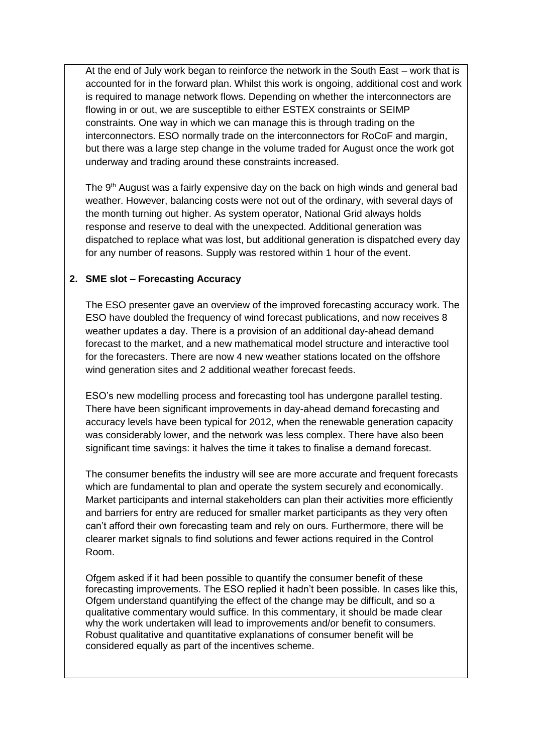At the end of July work began to reinforce the network in the South East – work that is accounted for in the forward plan. Whilst this work is ongoing, additional cost and work is required to manage network flows. Depending on whether the interconnectors are flowing in or out, we are susceptible to either ESTEX constraints or SEIMP constraints. One way in which we can manage this is through trading on the interconnectors. ESO normally trade on the interconnectors for RoCoF and margin, but there was a large step change in the volume traded for August once the work got underway and trading around these constraints increased.

The 9th August was a fairly expensive day on the back on high winds and general bad weather. However, balancing costs were not out of the ordinary, with several days of the month turning out higher. As system operator, National Grid always holds response and reserve to deal with the unexpected. Additional generation was dispatched to replace what was lost, but additional generation is dispatched every day for any number of reasons. Supply was restored within 1 hour of the event.

**2. SME slot – Forecasting Accuracy**

The ESO presenter gave an overview of the improved forecasting accuracy work. The ESO have doubled the frequency of wind forecast publications, and now receives 8 weather updates a day. There is a provision of an additional day-ahead demand forecast to the market, and a new mathematical model structure and interactive tool for the forecasters. There are now 4 new weather stations located on the offshore wind generation sites and 2 additional weather forecast feeds.

ESO's new modelling process and forecasting tool has undergone parallel testing. There have been significant improvements in day-ahead demand forecasting and accuracy levels have been typical for 2012, when the renewable generation capacity was considerably lower, and the network was less complex. There have also been significant time savings: it halves the time it takes to finalise a demand forecast.

The consumer benefits the industry will see are more accurate and frequent forecasts which are fundamental to plan and operate the system securely and economically. Market participants and internal stakeholders can plan their activities more efficiently and barriers for entry are reduced for smaller market participants as they very often can't afford their own forecasting team and rely on ours. Furthermore, there will be clearer market signals to find solutions and fewer actions required in the Control Room.

Ofgem asked if it had been possible to quantify the consumer benefit of these forecasting improvements. The ESO replied it hadn't been possible. In cases like this, Ofgem understand quantifying the effect of the change may be difficult, and so a qualitative commentary would suffice. In this commentary, it should be made clear why the work undertaken will lead to improvements and/or benefit to consumers. Robust qualitative and quantitative explanations of consumer benefit will be considered equally as part of the incentives scheme.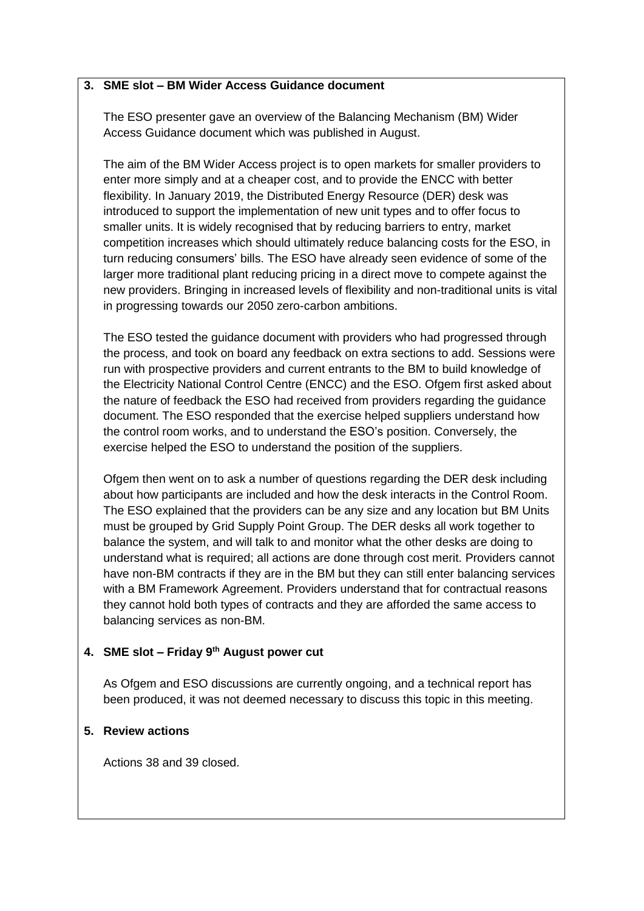**3. SME slot – BM Wider Access Guidance document**

The ESO presenter gave an overview of the Balancing Mechanism (BM) Wider Access Guidance document which was published in August.

The aim of the BM Wider Access project is to open markets for smaller providers to enter more simply and at a cheaper cost, and to provide the ENCC with better flexibility. In January 2019, the Distributed Energy Resource (DER) desk was introduced to support the implementation of new unit types and to offer focus to smaller units. It is widely recognised that by reducing barriers to entry, market competition increases which should ultimately reduce balancing costs for the ESO, in turn reducing consumers' bills. The ESO have already seen evidence of some of the larger more traditional plant reducing pricing in a direct move to compete against the new providers. Bringing in increased levels of flexibility and non-traditional units is vital in progressing towards our 2050 zero-carbon ambitions.

The ESO tested the guidance document with providers who had progressed through the process, and took on board any feedback on extra sections to add. Sessions were run with prospective providers and current entrants to the BM to build knowledge of the Electricity National Control Centre (ENCC) and the ESO. Ofgem first asked about the nature of feedback the ESO had received from providers regarding the guidance document. The ESO responded that the exercise helped suppliers understand how the control room works, and to understand the ESO's position. Conversely, the exercise helped the ESO to understand the position of the suppliers.

Ofgem then went on to ask a number of questions regarding the DER desk including about how participants are included and how the desk interacts in the Control Room. The ESO explained that the providers can be any size and any location but BM Units must be grouped by Grid Supply Point Group. The DER desks all work together to balance the system, and will talk to and monitor what the other desks are doing to understand what is required; all actions are done through cost merit. Providers cannot have non-BM contracts if they are in the BM but they can still enter balancing services with a BM Framework Agreement. Providers understand that for contractual reasons they cannot hold both types of contracts and they are afforded the same access to balancing services as non-BM.

**4. SME slot – Friday 9th August power cut**

As Ofgem and ESO discussions are currently ongoing, and a technical report has been produced, it was not deemed necessary to discuss this topic in this meeting.

**5. Review actions**

Actions 38 and 39 closed.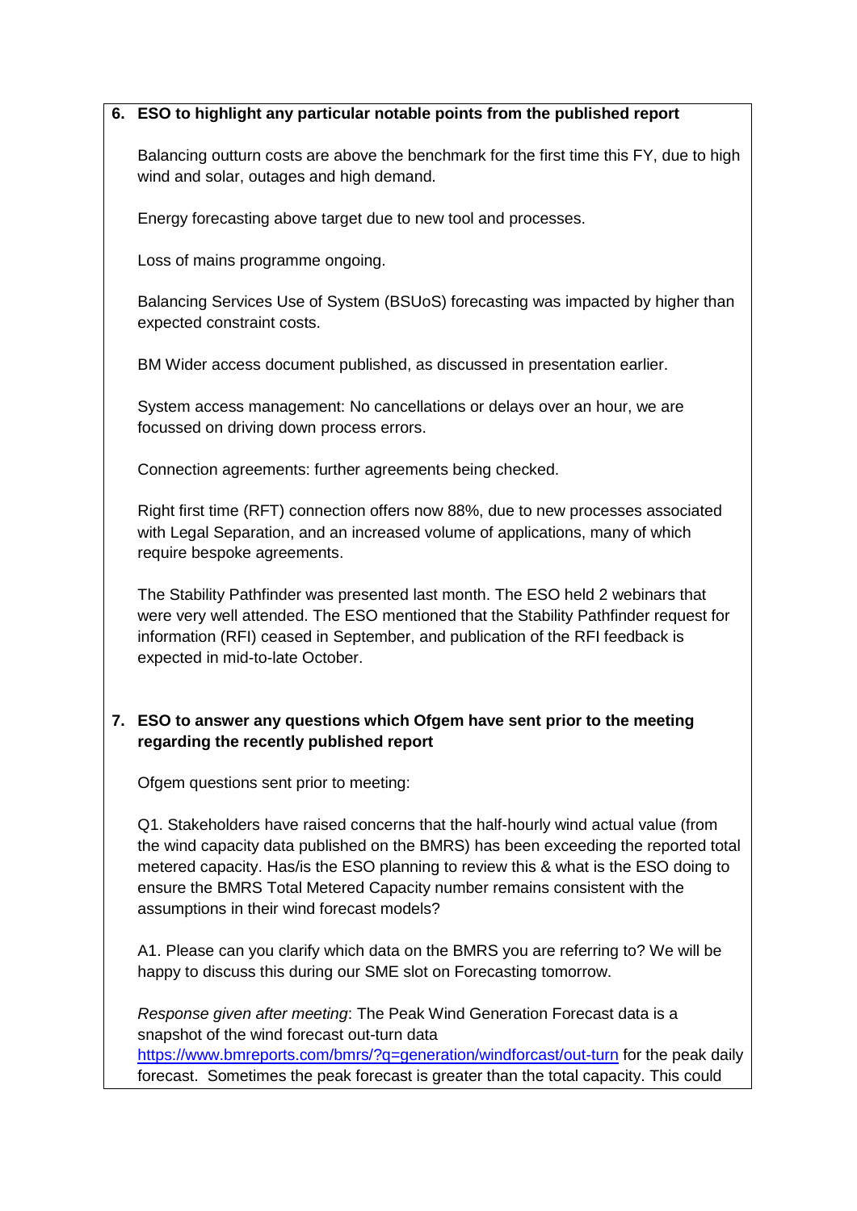**6. ESO to highlight any particular notable points from the published report**

Balancing outturn costs are above the benchmark for the first time this FY, due to high wind and solar, outages and high demand.

Energy forecasting above target due to new tool and processes.

Loss of mains programme ongoing.

Balancing Services Use of System (BSUoS) forecasting was impacted by higher than expected constraint costs.

BM Wider access document published, as discussed in presentation earlier.

System access management: No cancellations or delays over an hour, we are focussed on driving down process errors.

Connection agreements: further agreements being checked.

Right first time (RFT) connection offers now 88%, due to new processes associated with Legal Separation, and an increased volume of applications, many of which require bespoke agreements.

The Stability Pathfinder was presented last month. The ESO held 2 webinars that were very well attended. The ESO mentioned that the Stability Pathfinder request for information (RFI) ceased in September, and publication of the RFI feedback is expected in mid-to-late October.

**7. ESO to answer any questions which Ofgem have sent prior to the meeting regarding the recently published report**

Ofgem questions sent prior to meeting:

Q1. Stakeholders have raised concerns that the half-hourly wind actual value (from the wind capacity data published on the BMRS) has been exceeding the reported total metered capacity. Has/is the ESO planning to review this & what is the ESO doing to ensure the BMRS Total Metered Capacity number remains consistent with the assumptions in their wind forecast models?

A1. Please can you clarify which data on the BMRS you are referring to? We will be happy to discuss this during our SME slot on Forecasting tomorrow.

*Response given after meeting*: The Peak Wind Generation Forecast data is a snapshot of the wind forecast out-turn data https://www.bmreports.com/bmrs/?q=generation/windforcast/out-turn for the peak daily forecast. Sometimes the peak forecast is greater than the total capacity. This could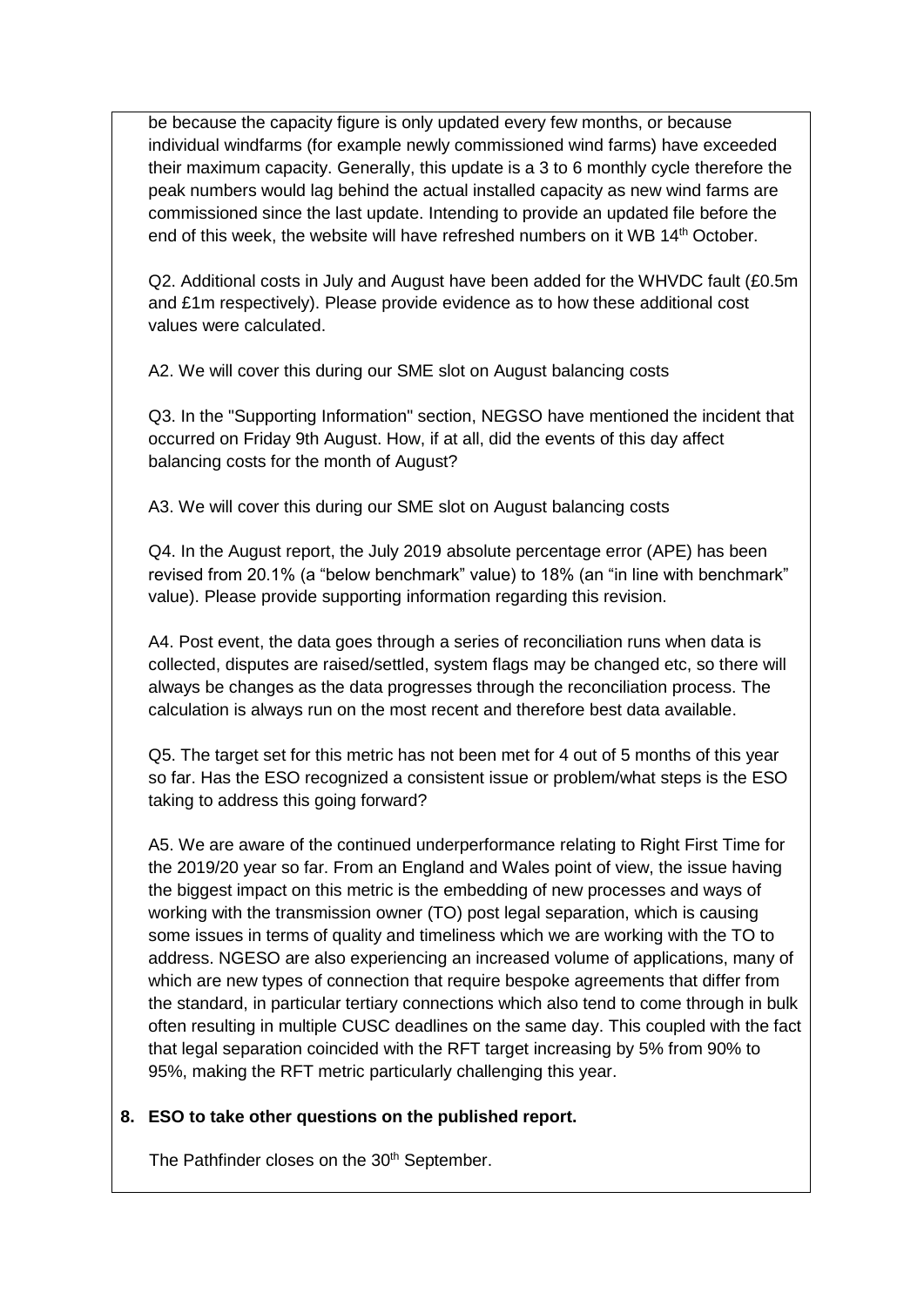be because the capacity figure is only updated every few months, or because individual windfarms (for example newly commissioned wind farms) have exceeded their maximum capacity. Generally, this update is a 3 to 6 monthly cycle therefore the peak numbers would lag behind the actual installed capacity as new wind farms are commissioned since the last update. Intending to provide an updated file before the end of this week, the website will have refreshed numbers on it WB 14th October.

Q2. Additional costs in July and August have been added for the WHVDC fault (£0.5m and £1m respectively). Please provide evidence as to how these additional cost values were calculated.

A2. We will cover this during our SME slot on August balancing costs

Q3. In the "Supporting Information" section, NEGSO have mentioned the incident that occurred on Friday 9th August. How, if at all, did the events of this day affect balancing costs for the month of August?

A3. We will cover this during our SME slot on August balancing costs

Q4. In the August report, the July 2019 absolute percentage error (APE) has been revised from 20.1% (a "below benchmark" value) to 18% (an "in line with benchmark" value). Please provide supporting information regarding this revision.

A4. Post event, the data goes through a series of reconciliation runs when data is collected, disputes are raised/settled, system flags may be changed etc, so there will always be changes as the data progresses through the reconciliation process. The calculation is always run on the most recent and therefore best data available.

Q5. The target set for this metric has not been met for 4 out of 5 months of this year so far. Has the ESO recognized a consistent issue or problem/what steps is the ESO taking to address this going forward?

A5. We are aware of the continued underperformance relating to Right First Time for the 2019/20 year so far. From an England and Wales point of view, the issue having the biggest impact on this metric is the embedding of new processes and ways of working with the transmission owner (TO) post legal separation, which is causing some issues in terms of quality and timeliness which we are working with the TO to address. NGESO are also experiencing an increased volume of applications, many of which are new types of connection that require bespoke agreements that differ from the standard, in particular tertiary connections which also tend to come through in bulk often resulting in multiple CUSC deadlines on the same day. This coupled with the fact that legal separation coincided with the RFT target increasing by 5% from 90% to 95%, making the RFT metric particularly challenging this year.

**8. ESO to take other questions on the published report.**

The Pathfinder closes on the 30th September.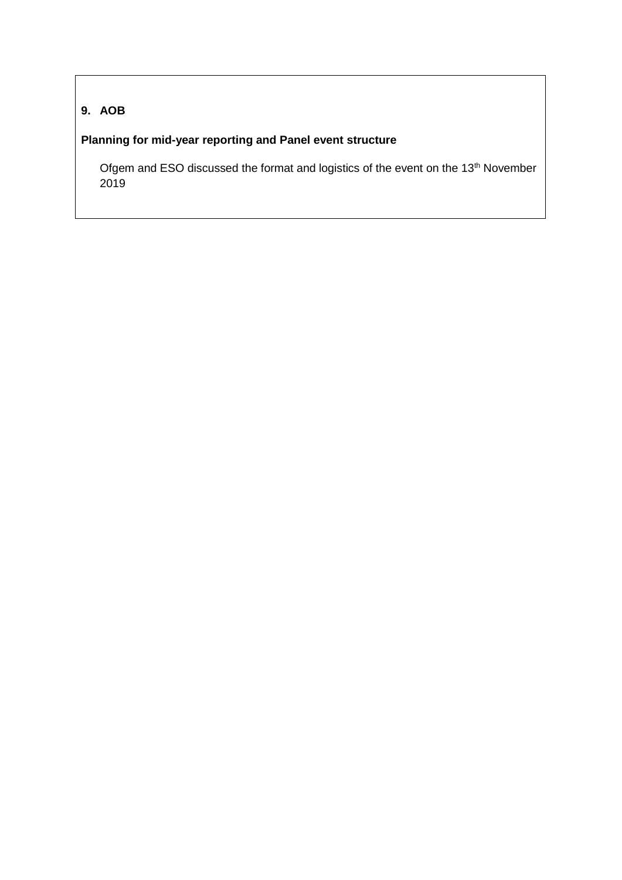**9. AOB**

**Planning for mid-year reporting and Panel event structure**

Ofgem and ESO discussed the format and logistics of the event on the 13th November 2019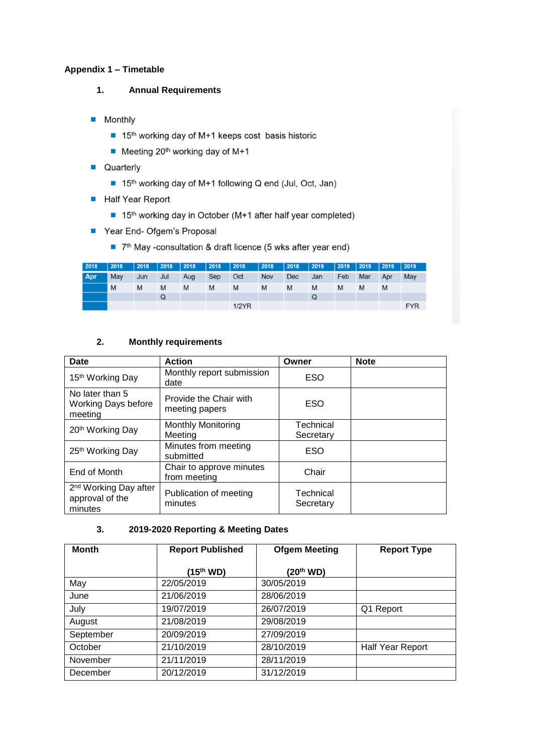**Appendix 1 – Timetable**

1. **Annual Requirements**

- Monthly
  - 15th working day of M+1 keeps cost basis historic
  - Meeting 20th working day of M+1
- Quarterly
  - 15th working day of M+1 following Q end (Jul, Oct, Jan)
- Half Year Report
  - 15th working day in October (M+1 after half year completed)
- Year End- Ofgem's Proposal
  - 7th May -consultation & draft licence (5 wks after year end)

| 2018 | 2018 | 2018 | 2018 | 2018 | 2018 | 2018 | 2018 | 2018 | 2019 | 2019 | 2019 | 2019 | 2019 |
|---|---|---|---|---|---|---|---|---|---|---|---|---|---|
| Apr | May | Jun | Jul | Aug | Sep | Oct | Nov | Dec | Jan | Feb | Mar | Apr | May |
| | M | M | M | M | M | M | M | M | M | M | M | M | |
| | | | Q | | | | | | Q | | | | |
| | | | | | | 1/2YR | | | | | | | FYR |

2. **Monthly requirements**

| Date | Action | Owner | Note |
|---|---|---|---|
| 15th Working Day | Monthly report submission date | ESO | |
| No later than 5 Working Days before meeting | Provide the Chair with meeting papers | ESO | |
| 20th Working Day | Monthly Monitoring Meeting | Technical Secretary | |
| 25th Working Day | Minutes from meeting submitted | ESO | |
| End of Month | Chair to approve minutes from meeting | Chair | |
| 2nd Working Day after approval of the minutes | Publication of meeting minutes | Technical Secretary | |

3. **2019-2020 Reporting & Meeting Dates**

| Month | Report Published (15th WD) | Ofgem Meeting (20th WD) | Report Type |
|---|---|---|---|
| May | 22/05/2019 | 30/05/2019 | |
| June | 21/06/2019 | 28/06/2019 | |
| July | 19/07/2019 | 26/07/2019 | Q1 Report |
| August | 21/08/2019 | 29/08/2019 | |
| September | 20/09/2019 | 27/09/2019 | |
| October | 21/10/2019 | 28/10/2019 | Half Year Report |
| November | 21/11/2019 | 28/11/2019 | |
| December | 20/12/2019 | 31/12/2019 | |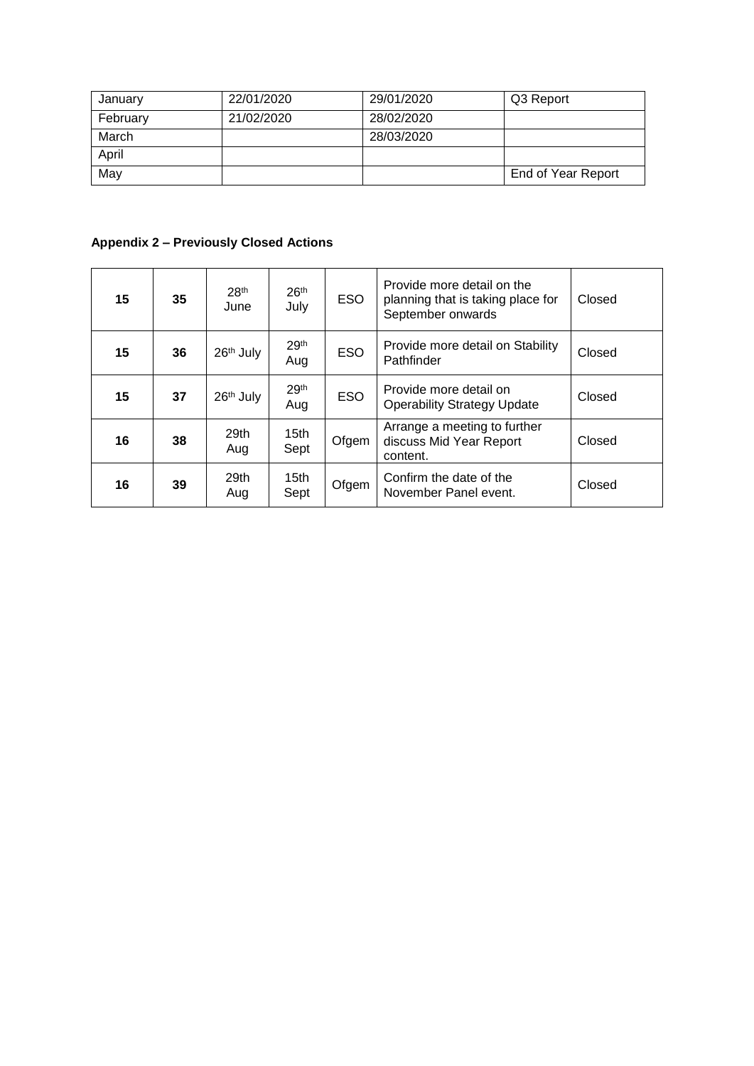| | | | |
|---|---|---|---|
| January | 22/01/2020 | 29/01/2020 | Q3 Report |
| February | 21/02/2020 | 28/02/2020 | |
| March | | 28/03/2020 | |
| April | | | |
| May | | | End of Year Report |

**Appendix 2 – Previously Closed Actions**

| | | | | | | |
|---|---|---|---|---|---|---|
| **15** | **35** | 28th June | 26th July | ESO | Provide more detail on the planning that is taking place for September onwards | Closed |
| **15** | **36** | 26th July | 29th Aug | ESO | Provide more detail on Stability Pathfinder | Closed |
| **15** | **37** | 26th July | 29th Aug | ESO | Provide more detail on Operability Strategy Update | Closed |
| **16** | **38** | 29th Aug | 15th Sept | Ofgem | Arrange a meeting to further discuss Mid Year Report content. | Closed |
| **16** | **39** | 29th Aug | 15th Sept | Ofgem | Confirm the date of the November Panel event. | Closed |